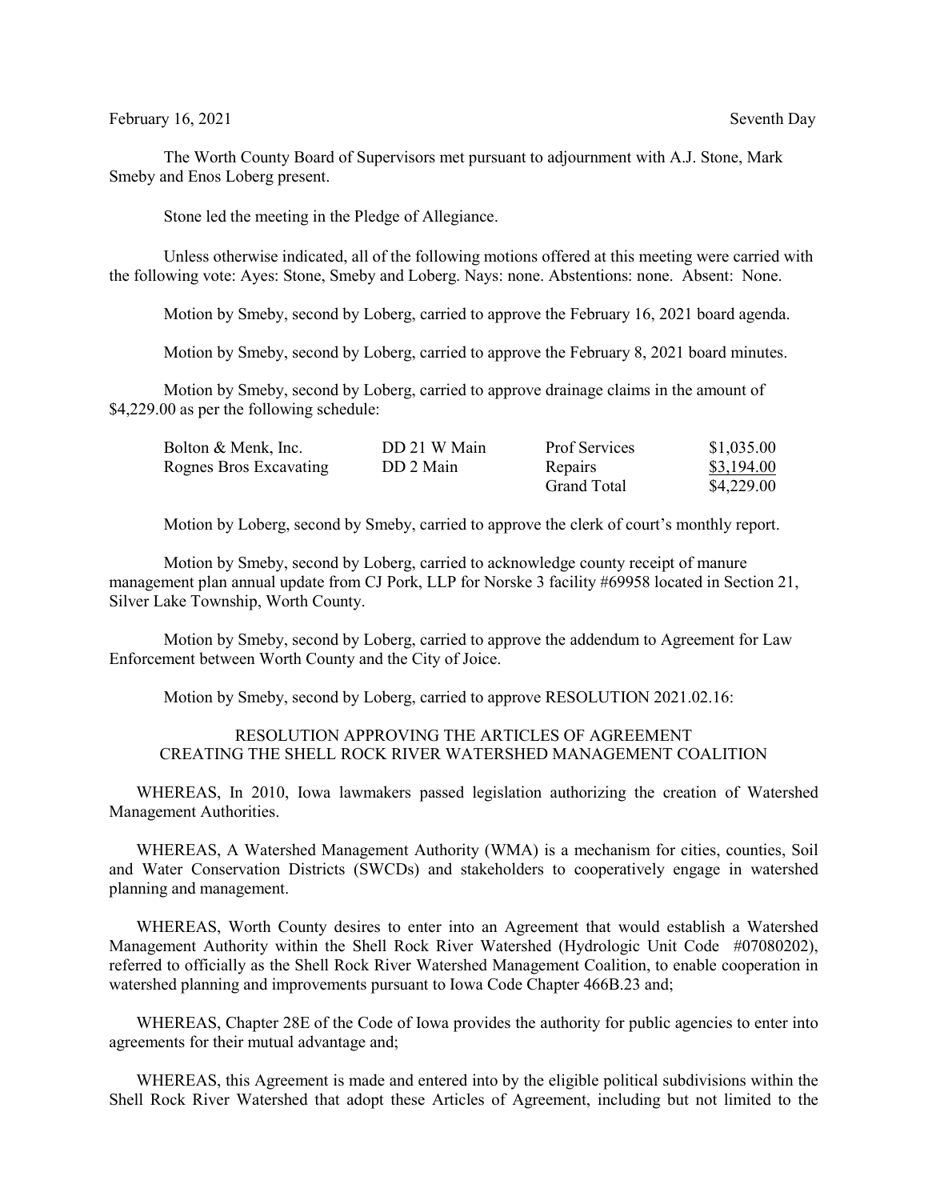February 16, 2021 Seventh Day

The Worth County Board of Supervisors met pursuant to adjournment with A.J. Stone, Mark Smeby and Enos Loberg present.

Stone led the meeting in the Pledge of Allegiance.

Unless otherwise indicated, all of the following motions offered at this meeting were carried with the following vote: Ayes: Stone, Smeby and Loberg. Nays: none. Abstentions: none. Absent: None.

Motion by Smeby, second by Loberg, carried to approve the February 16, 2021 board agenda.

Motion by Smeby, second by Loberg, carried to approve the February 8, 2021 board minutes.

Motion by Smeby, second by Loberg, carried to approve drainage claims in the amount of $4,229.00 as per the following schedule:

| | | | |
|---|---|---|---|
| Bolton & Menk, Inc. | DD 21 W Main | Prof Services | $1,035.00 |
| Rognes Bros Excavating | DD 2 Main | Repairs | $3,194.00 |
| | | Grand Total | $4,229.00 |

Motion by Loberg, second by Smeby, carried to approve the clerk of court's monthly report.

Motion by Smeby, second by Loberg, carried to acknowledge county receipt of manure management plan annual update from CJ Pork, LLP for Norske 3 facility #69958 located in Section 21, Silver Lake Township, Worth County.

Motion by Smeby, second by Loberg, carried to approve the addendum to Agreement for Law Enforcement between Worth County and the City of Joice.

Motion by Smeby, second by Loberg, carried to approve RESOLUTION 2021.02.16:

RESOLUTION APPROVING THE ARTICLES OF AGREEMENT
CREATING THE SHELL ROCK RIVER WATERSHED MANAGEMENT COALITION

WHEREAS, In 2010, Iowa lawmakers passed legislation authorizing the creation of Watershed Management Authorities.

WHEREAS, A Watershed Management Authority (WMA) is a mechanism for cities, counties, Soil and Water Conservation Districts (SWCDs) and stakeholders to cooperatively engage in watershed planning and management.

WHEREAS, Worth County desires to enter into an Agreement that would establish a Watershed Management Authority within the Shell Rock River Watershed (Hydrologic Unit Code #07080202), referred to officially as the Shell Rock River Watershed Management Coalition, to enable cooperation in watershed planning and improvements pursuant to Iowa Code Chapter 466B.23 and;

WHEREAS, Chapter 28E of the Code of Iowa provides the authority for public agencies to enter into agreements for their mutual advantage and;

WHEREAS, this Agreement is made and entered into by the eligible political subdivisions within the Shell Rock River Watershed that adopt these Articles of Agreement, including but not limited to the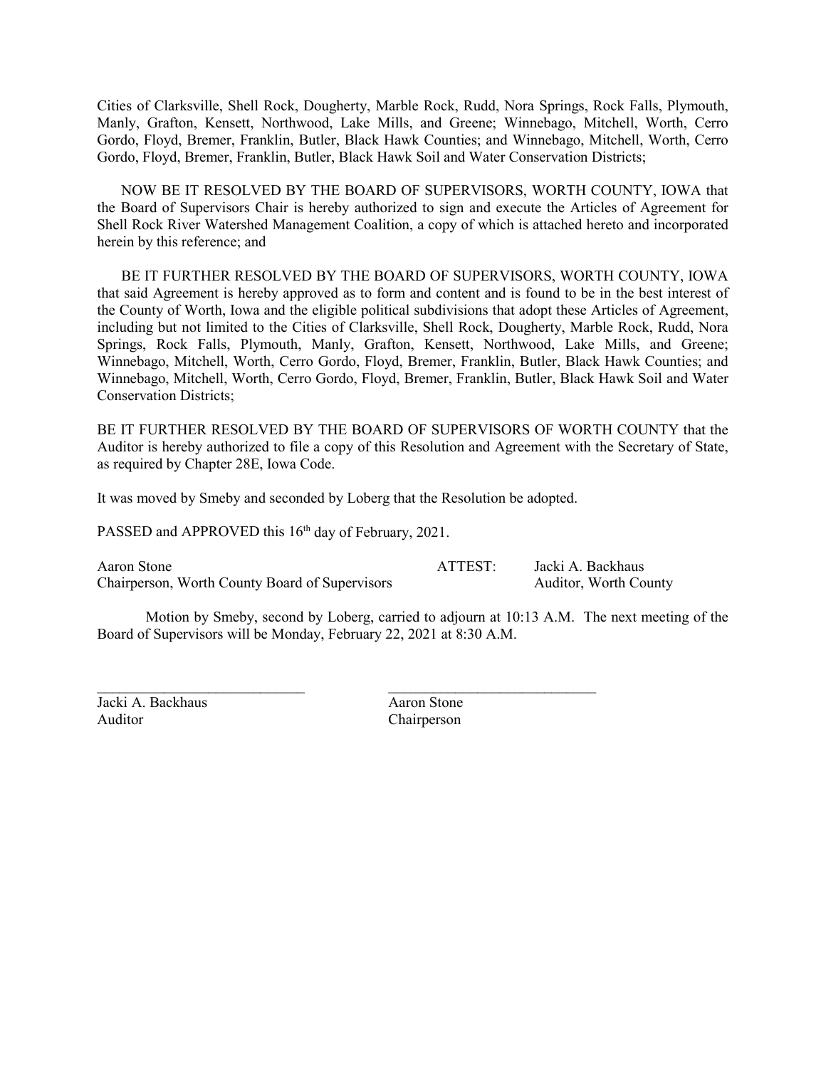Cities of Clarksville, Shell Rock, Dougherty, Marble Rock, Rudd, Nora Springs, Rock Falls, Plymouth, Manly, Grafton, Kensett, Northwood, Lake Mills, and Greene; Winnebago, Mitchell, Worth, Cerro Gordo, Floyd, Bremer, Franklin, Butler, Black Hawk Counties; and Winnebago, Mitchell, Worth, Cerro Gordo, Floyd, Bremer, Franklin, Butler, Black Hawk Soil and Water Conservation Districts;

NOW BE IT RESOLVED BY THE BOARD OF SUPERVISORS, WORTH COUNTY, IOWA that the Board of Supervisors Chair is hereby authorized to sign and execute the Articles of Agreement for Shell Rock River Watershed Management Coalition, a copy of which is attached hereto and incorporated herein by this reference; and

BE IT FURTHER RESOLVED BY THE BOARD OF SUPERVISORS, WORTH COUNTY, IOWA that said Agreement is hereby approved as to form and content and is found to be in the best interest of the County of Worth, Iowa and the eligible political subdivisions that adopt these Articles of Agreement, including but not limited to the Cities of Clarksville, Shell Rock, Dougherty, Marble Rock, Rudd, Nora Springs, Rock Falls, Plymouth, Manly, Grafton, Kensett, Northwood, Lake Mills, and Greene; Winnebago, Mitchell, Worth, Cerro Gordo, Floyd, Bremer, Franklin, Butler, Black Hawk Counties; and Winnebago, Mitchell, Worth, Cerro Gordo, Floyd, Bremer, Franklin, Butler, Black Hawk Soil and Water Conservation Districts;

BE IT FURTHER RESOLVED BY THE BOARD OF SUPERVISORS OF WORTH COUNTY that the Auditor is hereby authorized to file a copy of this Resolution and Agreement with the Secretary of State, as required by Chapter 28E, Iowa Code.

It was moved by Smeby and seconded by Loberg that the Resolution be adopted.

PASSED and APPROVED this 16th day of February, 2021.

Aaron Stone
Chairperson, Worth County Board of Supervisors

ATTEST: Jacki A. Backhaus
Auditor, Worth County

Motion by Smeby, second by Loberg, carried to adjourn at 10:13 A.M. The next meeting of the Board of Supervisors will be Monday, February 22, 2021 at 8:30 A.M.

\_\_\_\_\_\_\_\_\_\_\_\_\_\_\_\_\_\_\_\_\_\_\_\_\_\_\_\_\_
Jacki A. Backhaus
Auditor

\_\_\_\_\_\_\_\_\_\_\_\_\_\_\_\_\_\_\_\_\_\_\_\_\_\_\_\_\_
Aaron Stone
Chairperson